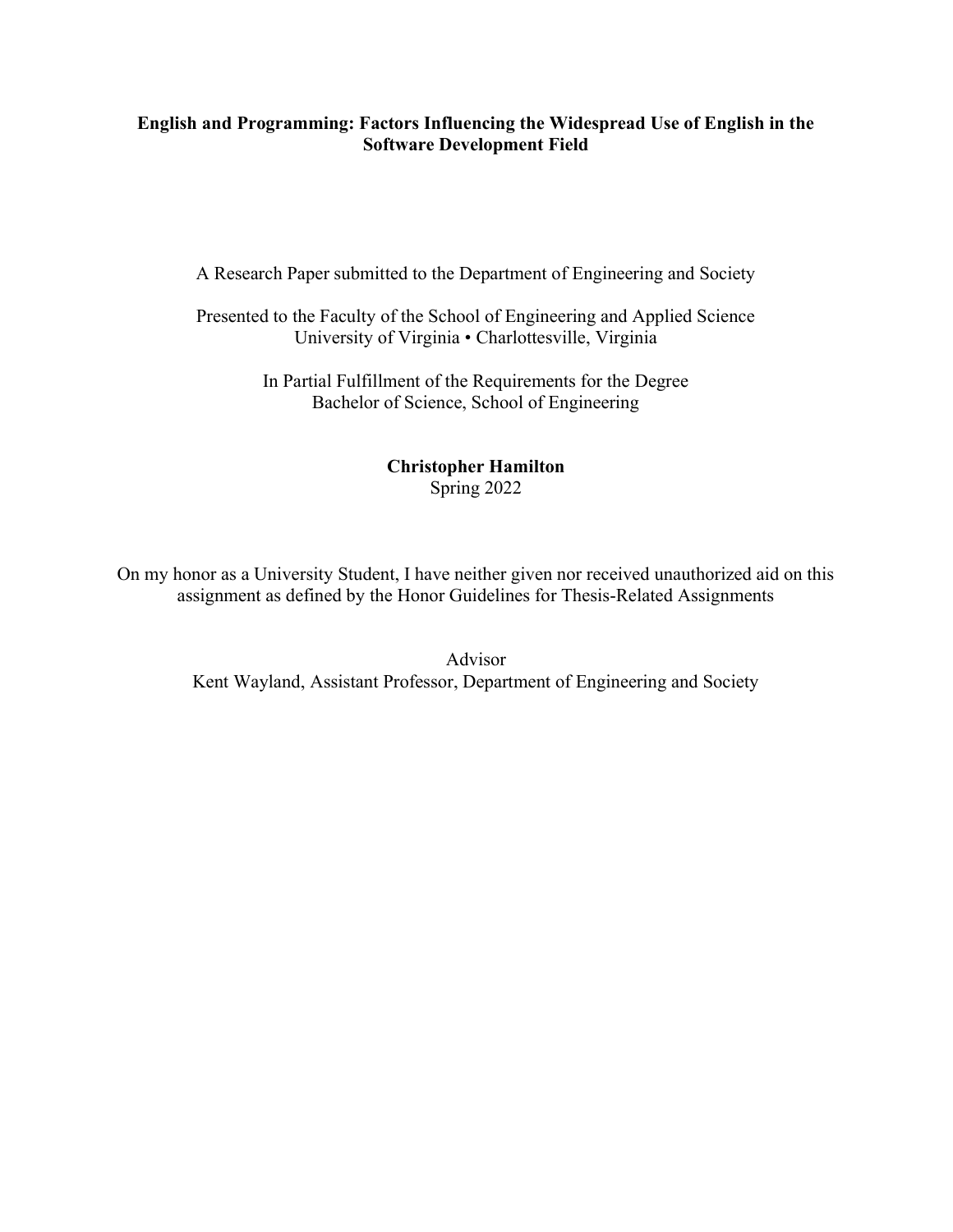**English and Programming: Factors Influencing the Widespread Use of English in the Software Development Field**

A Research Paper submitted to the Department of Engineering and Society

Presented to the Faculty of the School of Engineering and Applied Science
University of Virginia • Charlottesville, Virginia

In Partial Fulfillment of the Requirements for the Degree
Bachelor of Science, School of Engineering

**Christopher Hamilton**
Spring 2022

On my honor as a University Student, I have neither given nor received unauthorized aid on this assignment as defined by the Honor Guidelines for Thesis-Related Assignments

Advisor
Kent Wayland, Assistant Professor, Department of Engineering and Society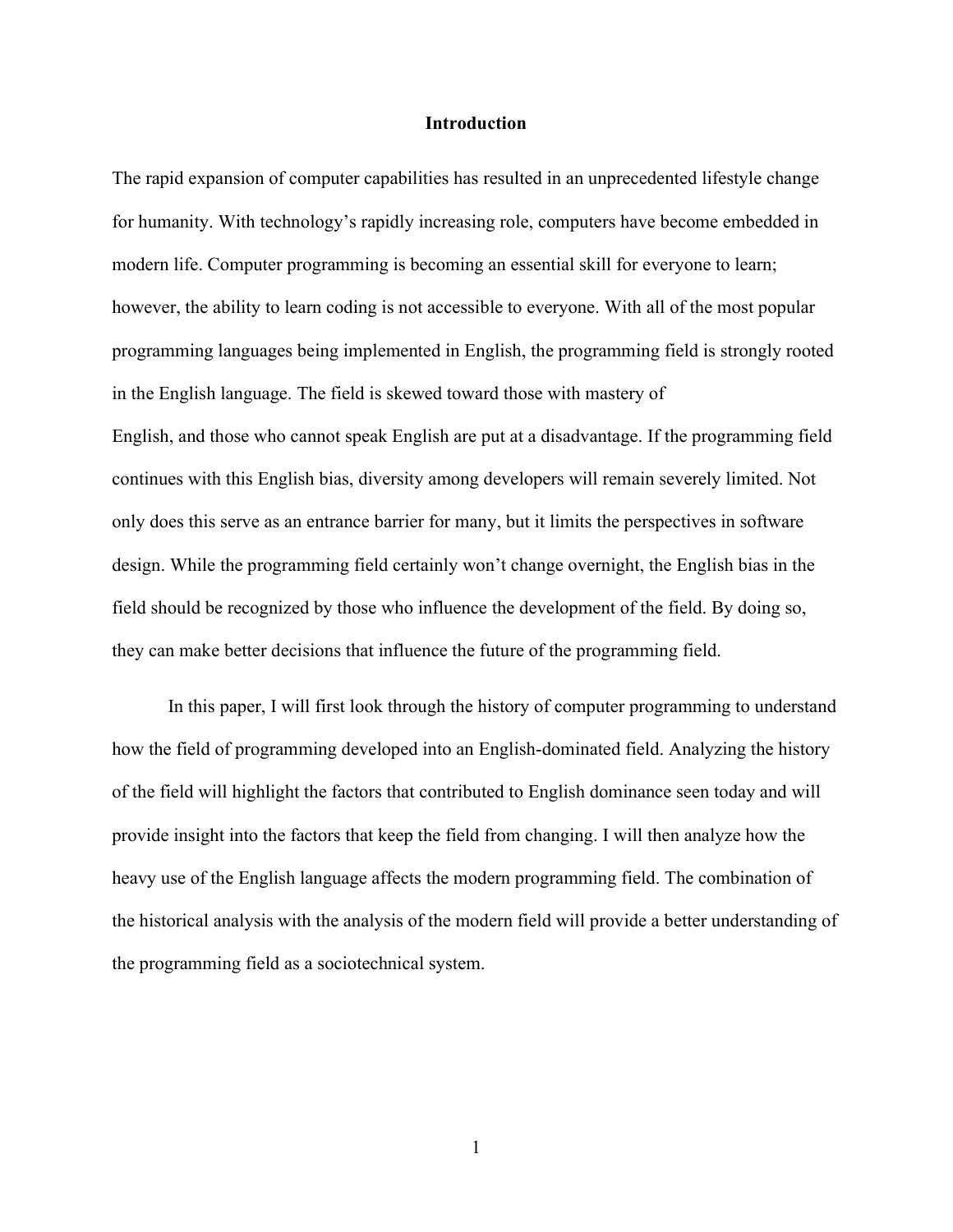# Introduction

The rapid expansion of computer capabilities has resulted in an unprecedented lifestyle change for humanity. With technology's rapidly increasing role, computers have become embedded in modern life. Computer programming is becoming an essential skill for everyone to learn; however, the ability to learn coding is not accessible to everyone. With all of the most popular programming languages being implemented in English, the programming field is strongly rooted in the English language. The field is skewed toward those with mastery of English, and those who cannot speak English are put at a disadvantage. If the programming field continues with this English bias, diversity among developers will remain severely limited. Not only does this serve as an entrance barrier for many, but it limits the perspectives in software design. While the programming field certainly won't change overnight, the English bias in the field should be recognized by those who influence the development of the field. By doing so, they can make better decisions that influence the future of the programming field.

In this paper, I will first look through the history of computer programming to understand how the field of programming developed into an English-dominated field. Analyzing the history of the field will highlight the factors that contributed to English dominance seen today and will provide insight into the factors that keep the field from changing. I will then analyze how the heavy use of the English language affects the modern programming field. The combination of the historical analysis with the analysis of the modern field will provide a better understanding of the programming field as a sociotechnical system.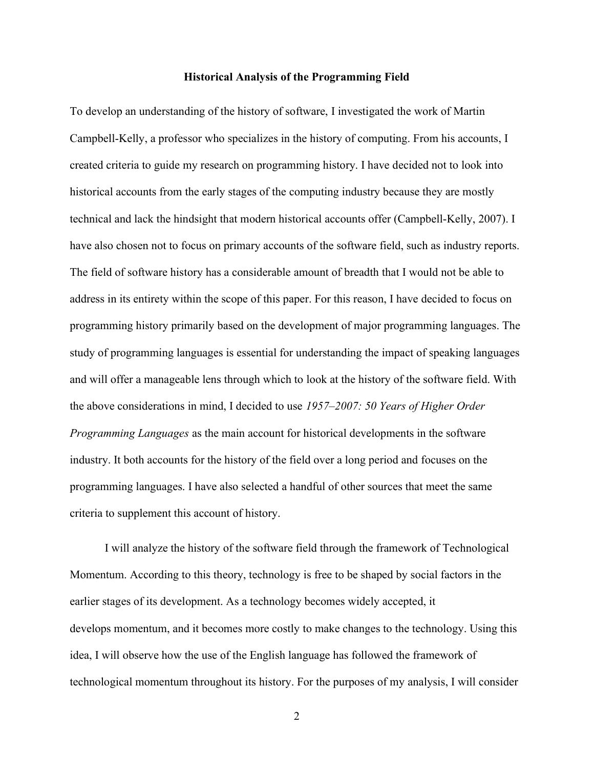**Historical Analysis of the Programming Field**

To develop an understanding of the history of software, I investigated the work of Martin Campbell-Kelly, a professor who specializes in the history of computing. From his accounts, I created criteria to guide my research on programming history. I have decided not to look into historical accounts from the early stages of the computing industry because they are mostly technical and lack the hindsight that modern historical accounts offer (Campbell-Kelly, 2007). I have also chosen not to focus on primary accounts of the software field, such as industry reports. The field of software history has a considerable amount of breadth that I would not be able to address in its entirety within the scope of this paper. For this reason, I have decided to focus on programming history primarily based on the development of major programming languages. The study of programming languages is essential for understanding the impact of speaking languages and will offer a manageable lens through which to look at the history of the software field. With the above considerations in mind, I decided to use *1957–2007: 50 Years of Higher Order Programming Languages* as the main account for historical developments in the software industry. It both accounts for the history of the field over a long period and focuses on the programming languages. I have also selected a handful of other sources that meet the same criteria to supplement this account of history.

I will analyze the history of the software field through the framework of Technological Momentum. According to this theory, technology is free to be shaped by social factors in the earlier stages of its development. As a technology becomes widely accepted, it develops momentum, and it becomes more costly to make changes to the technology. Using this idea, I will observe how the use of the English language has followed the framework of technological momentum throughout its history. For the purposes of my analysis, I will consider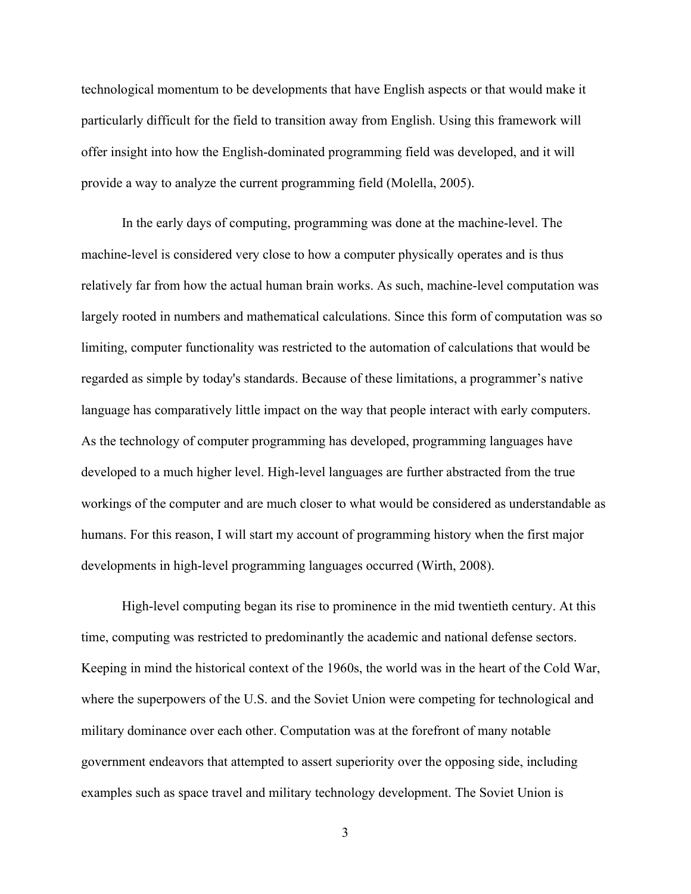technological momentum to be developments that have English aspects or that would make it particularly difficult for the field to transition away from English. Using this framework will offer insight into how the English-dominated programming field was developed, and it will provide a way to analyze the current programming field (Molella, 2005).

In the early days of computing, programming was done at the machine-level. The machine-level is considered very close to how a computer physically operates and is thus relatively far from how the actual human brain works. As such, machine-level computation was largely rooted in numbers and mathematical calculations. Since this form of computation was so limiting, computer functionality was restricted to the automation of calculations that would be regarded as simple by today's standards. Because of these limitations, a programmer's native language has comparatively little impact on the way that people interact with early computers. As the technology of computer programming has developed, programming languages have developed to a much higher level. High-level languages are further abstracted from the true workings of the computer and are much closer to what would be considered as understandable as humans. For this reason, I will start my account of programming history when the first major developments in high-level programming languages occurred (Wirth, 2008).

High-level computing began its rise to prominence in the mid twentieth century. At this time, computing was restricted to predominantly the academic and national defense sectors. Keeping in mind the historical context of the 1960s, the world was in the heart of the Cold War, where the superpowers of the U.S. and the Soviet Union were competing for technological and military dominance over each other. Computation was at the forefront of many notable government endeavors that attempted to assert superiority over the opposing side, including examples such as space travel and military technology development. The Soviet Union is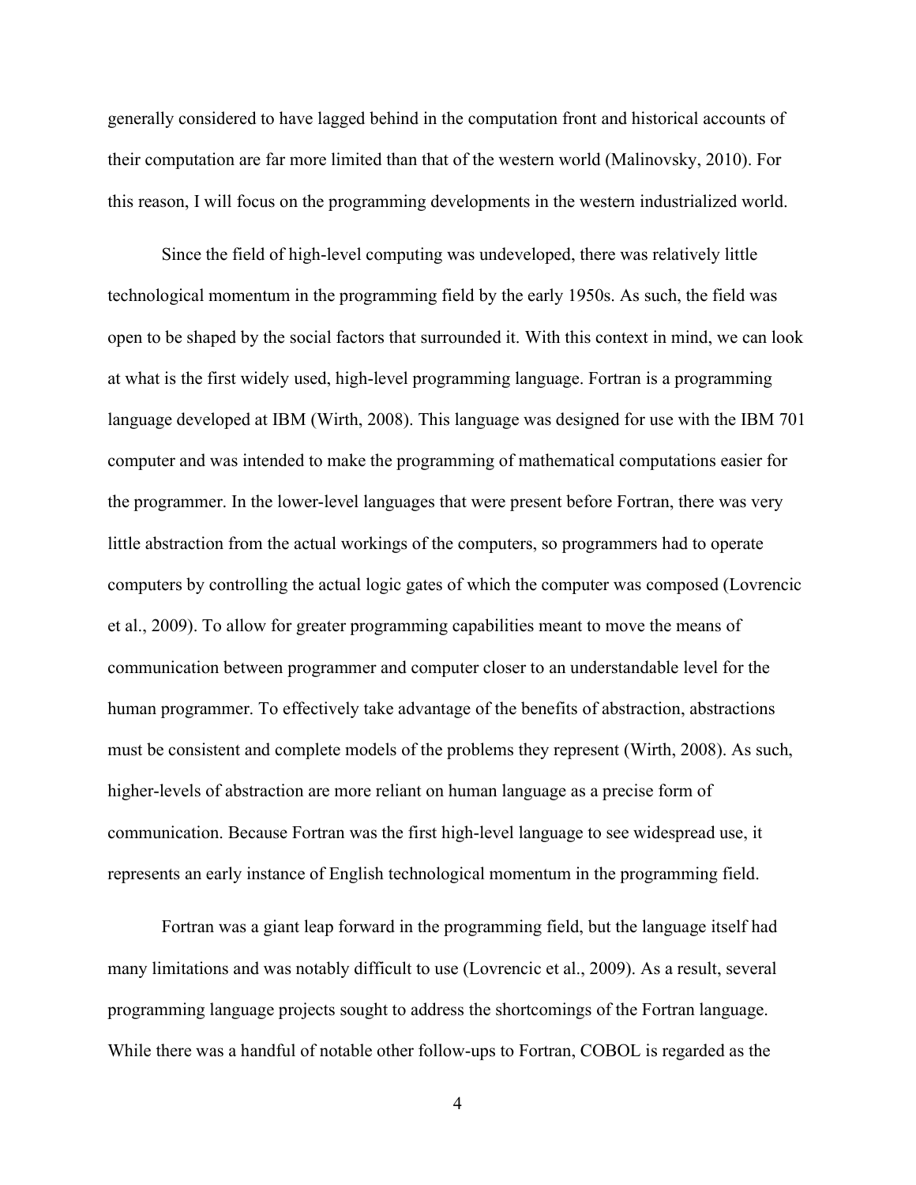generally considered to have lagged behind in the computation front and historical accounts of their computation are far more limited than that of the western world (Malinovsky, 2010). For this reason, I will focus on the programming developments in the western industrialized world.

Since the field of high-level computing was undeveloped, there was relatively little technological momentum in the programming field by the early 1950s. As such, the field was open to be shaped by the social factors that surrounded it. With this context in mind, we can look at what is the first widely used, high-level programming language. Fortran is a programming language developed at IBM (Wirth, 2008). This language was designed for use with the IBM 701 computer and was intended to make the programming of mathematical computations easier for the programmer. In the lower-level languages that were present before Fortran, there was very little abstraction from the actual workings of the computers, so programmers had to operate computers by controlling the actual logic gates of which the computer was composed (Lovrencic et al., 2009). To allow for greater programming capabilities meant to move the means of communication between programmer and computer closer to an understandable level for the human programmer. To effectively take advantage of the benefits of abstraction, abstractions must be consistent and complete models of the problems they represent (Wirth, 2008). As such, higher-levels of abstraction are more reliant on human language as a precise form of communication. Because Fortran was the first high-level language to see widespread use, it represents an early instance of English technological momentum in the programming field.

Fortran was a giant leap forward in the programming field, but the language itself had many limitations and was notably difficult to use (Lovrencic et al., 2009). As a result, several programming language projects sought to address the shortcomings of the Fortran language. While there was a handful of notable other follow-ups to Fortran, COBOL is regarded as the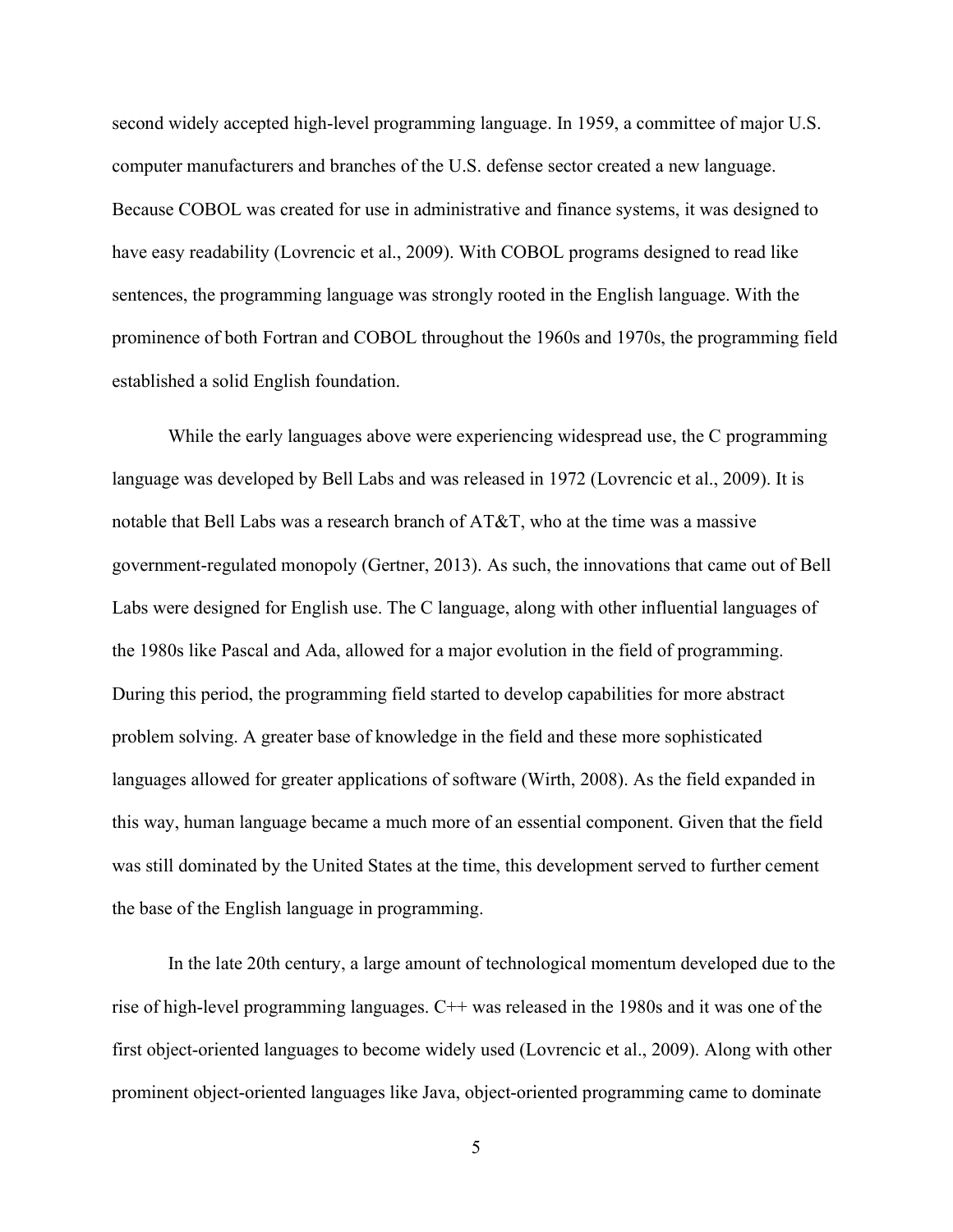second widely accepted high-level programming language. In 1959, a committee of major U.S. computer manufacturers and branches of the U.S. defense sector created a new language. Because COBOL was created for use in administrative and finance systems, it was designed to have easy readability (Lovrencic et al., 2009). With COBOL programs designed to read like sentences, the programming language was strongly rooted in the English language. With the prominence of both Fortran and COBOL throughout the 1960s and 1970s, the programming field established a solid English foundation.

While the early languages above were experiencing widespread use, the C programming language was developed by Bell Labs and was released in 1972 (Lovrencic et al., 2009). It is notable that Bell Labs was a research branch of AT&T, who at the time was a massive government-regulated monopoly (Gertner, 2013). As such, the innovations that came out of Bell Labs were designed for English use. The C language, along with other influential languages of the 1980s like Pascal and Ada, allowed for a major evolution in the field of programming. During this period, the programming field started to develop capabilities for more abstract problem solving. A greater base of knowledge in the field and these more sophisticated languages allowed for greater applications of software (Wirth, 2008). As the field expanded in this way, human language became a much more of an essential component. Given that the field was still dominated by the United States at the time, this development served to further cement the base of the English language in programming.

In the late 20th century, a large amount of technological momentum developed due to the rise of high-level programming languages. C++ was released in the 1980s and it was one of the first object-oriented languages to become widely used (Lovrencic et al., 2009). Along with other prominent object-oriented languages like Java, object-oriented programming came to dominate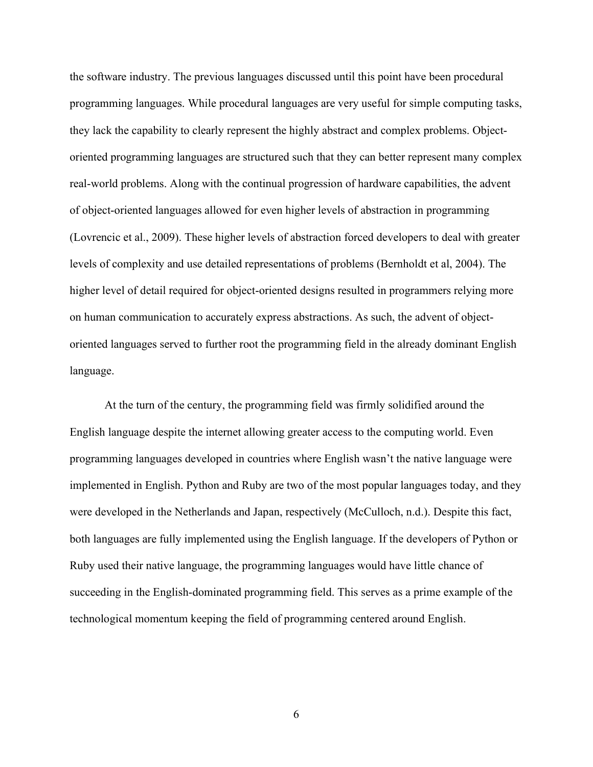the software industry. The previous languages discussed until this point have been procedural programming languages. While procedural languages are very useful for simple computing tasks, they lack the capability to clearly represent the highly abstract and complex problems. Object-oriented programming languages are structured such that they can better represent many complex real-world problems. Along with the continual progression of hardware capabilities, the advent of object-oriented languages allowed for even higher levels of abstraction in programming (Lovrencic et al., 2009). These higher levels of abstraction forced developers to deal with greater levels of complexity and use detailed representations of problems (Bernholdt et al, 2004). The higher level of detail required for object-oriented designs resulted in programmers relying more on human communication to accurately express abstractions. As such, the advent of object-oriented languages served to further root the programming field in the already dominant English language.

At the turn of the century, the programming field was firmly solidified around the English language despite the internet allowing greater access to the computing world. Even programming languages developed in countries where English wasn't the native language were implemented in English. Python and Ruby are two of the most popular languages today, and they were developed in the Netherlands and Japan, respectively (McCulloch, n.d.). Despite this fact, both languages are fully implemented using the English language. If the developers of Python or Ruby used their native language, the programming languages would have little chance of succeeding in the English-dominated programming field. This serves as a prime example of the technological momentum keeping the field of programming centered around English.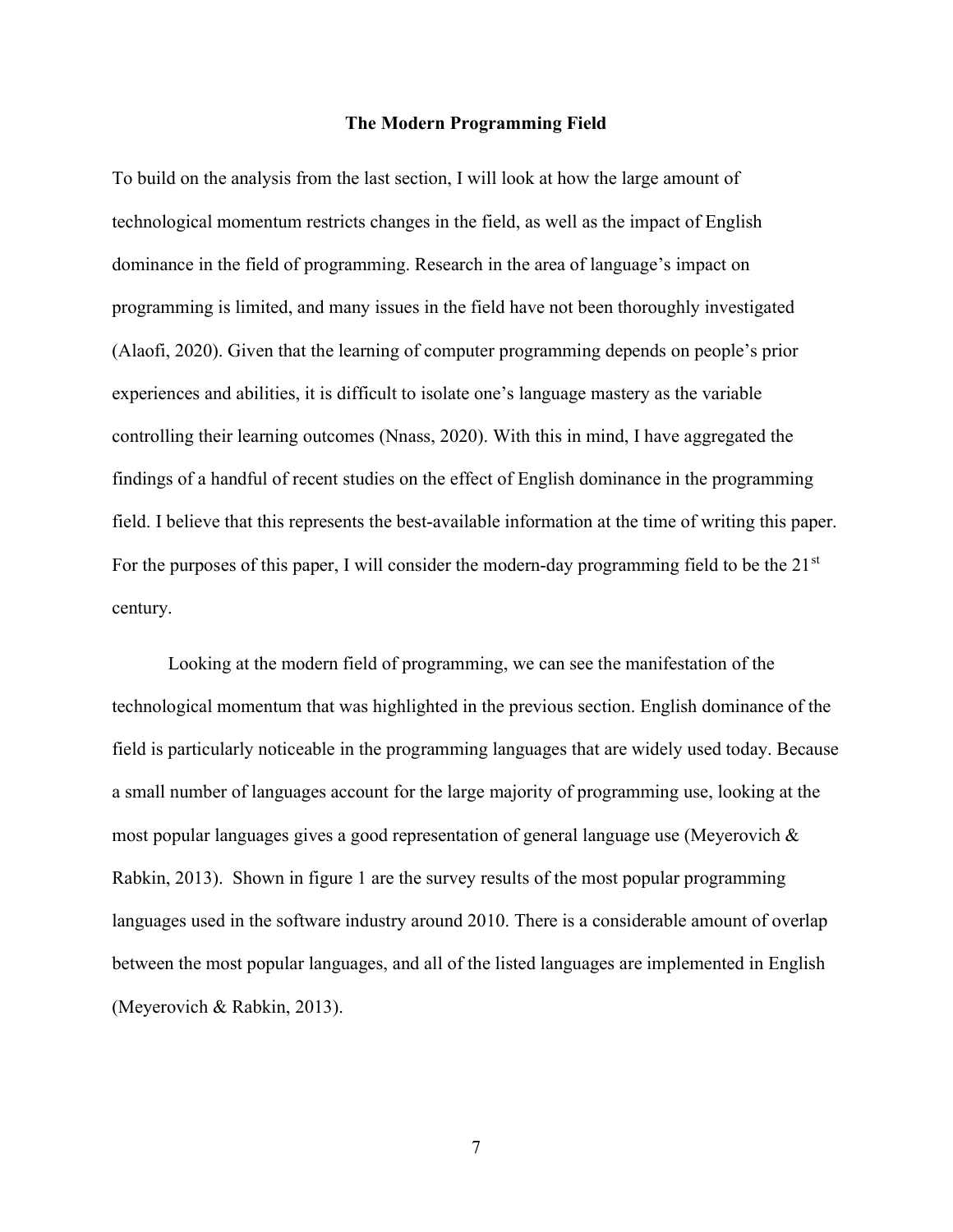## The Modern Programming Field

To build on the analysis from the last section, I will look at how the large amount of technological momentum restricts changes in the field, as well as the impact of English dominance in the field of programming. Research in the area of language's impact on programming is limited, and many issues in the field have not been thoroughly investigated (Alaofi, 2020). Given that the learning of computer programming depends on people's prior experiences and abilities, it is difficult to isolate one's language mastery as the variable controlling their learning outcomes (Nnass, 2020). With this in mind, I have aggregated the findings of a handful of recent studies on the effect of English dominance in the programming field. I believe that this represents the best-available information at the time of writing this paper. For the purposes of this paper, I will consider the modern-day programming field to be the 21st century.

Looking at the modern field of programming, we can see the manifestation of the technological momentum that was highlighted in the previous section. English dominance of the field is particularly noticeable in the programming languages that are widely used today. Because a small number of languages account for the large majority of programming use, looking at the most popular languages gives a good representation of general language use (Meyerovich & Rabkin, 2013). Shown in figure 1 are the survey results of the most popular programming languages used in the software industry around 2010. There is a considerable amount of overlap between the most popular languages, and all of the listed languages are implemented in English (Meyerovich & Rabkin, 2013).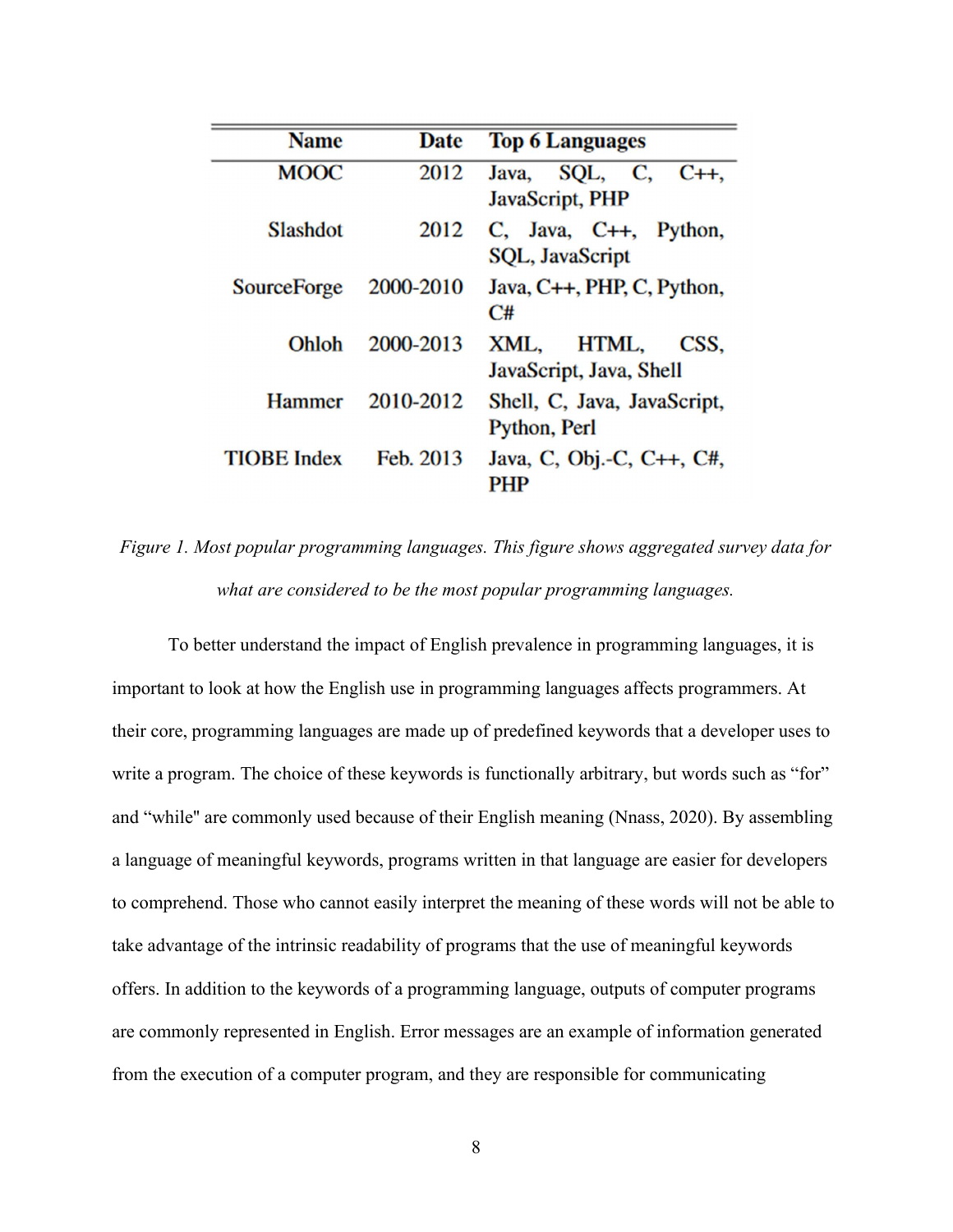| Name | Date | Top 6 Languages |
| --- | --- | --- |
| MOOC | 2012 | Java, SQL, C, C++, JavaScript, PHP |
| Slashdot | 2012 | C, Java, C++, Python, SQL, JavaScript |
| SourceForge | 2000-2010 | Java, C++, PHP, C, Python, C# |
| Ohloh | 2000-2013 | XML, HTML, CSS, JavaScript, Java, Shell |
| Hammer | 2010-2012 | Shell, C, Java, JavaScript, Python, Perl |
| TIOBE Index | Feb. 2013 | Java, C, Obj.-C, C++, C#, PHP |

*Figure 1. Most popular programming languages. This figure shows aggregated survey data for what are considered to be the most popular programming languages.*

To better understand the impact of English prevalence in programming languages, it is important to look at how the English use in programming languages affects programmers. At their core, programming languages are made up of predefined keywords that a developer uses to write a program. The choice of these keywords is functionally arbitrary, but words such as "for" and "while" are commonly used because of their English meaning (Nnass, 2020). By assembling a language of meaningful keywords, programs written in that language are easier for developers to comprehend. Those who cannot easily interpret the meaning of these words will not be able to take advantage of the intrinsic readability of programs that the use of meaningful keywords offers. In addition to the keywords of a programming language, outputs of computer programs are commonly represented in English. Error messages are an example of information generated from the execution of a computer program, and they are responsible for communicating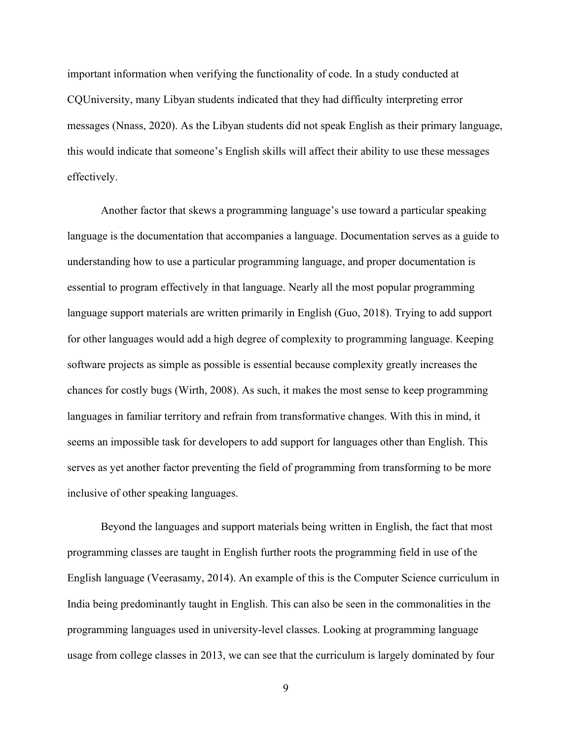important information when verifying the functionality of code. In a study conducted at CQUniversity, many Libyan students indicated that they had difficulty interpreting error messages (Nnass, 2020). As the Libyan students did not speak English as their primary language, this would indicate that someone's English skills will affect their ability to use these messages effectively.

Another factor that skews a programming language's use toward a particular speaking language is the documentation that accompanies a language. Documentation serves as a guide to understanding how to use a particular programming language, and proper documentation is essential to program effectively in that language. Nearly all the most popular programming language support materials are written primarily in English (Guo, 2018). Trying to add support for other languages would add a high degree of complexity to programming language. Keeping software projects as simple as possible is essential because complexity greatly increases the chances for costly bugs (Wirth, 2008). As such, it makes the most sense to keep programming languages in familiar territory and refrain from transformative changes. With this in mind, it seems an impossible task for developers to add support for languages other than English. This serves as yet another factor preventing the field of programming from transforming to be more inclusive of other speaking languages.

Beyond the languages and support materials being written in English, the fact that most programming classes are taught in English further roots the programming field in use of the English language (Veerasamy, 2014). An example of this is the Computer Science curriculum in India being predominantly taught in English. This can also be seen in the commonalities in the programming languages used in university-level classes. Looking at programming language usage from college classes in 2013, we can see that the curriculum is largely dominated by four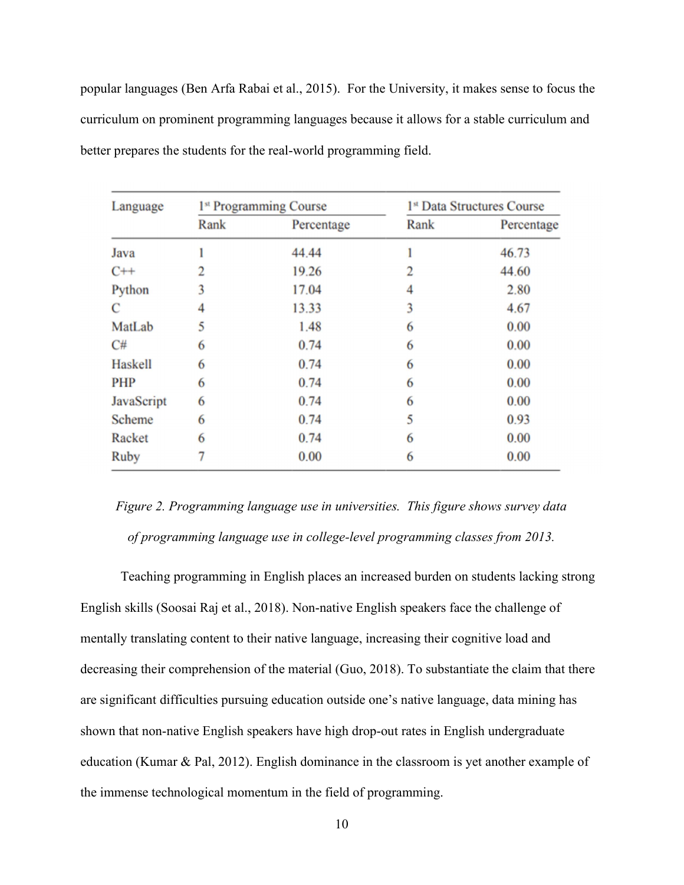popular languages (Ben Arfa Rabai et al., 2015). For the University, it makes sense to focus the curriculum on prominent programming languages because it allows for a stable curriculum and better prepares the students for the real-world programming field.

| Language | 1st Programming Course | | 1st Data Structures Course | |
|---|---|---|---|---|
| | Rank | Percentage | Rank | Percentage |
| Java | 1 | 44.44 | 1 | 46.73 |
| C++ | 2 | 19.26 | 2 | 44.60 |
| Python | 3 | 17.04 | 4 | 2.80 |
| C | 4 | 13.33 | 3 | 4.67 |
| MatLab | 5 | 1.48 | 6 | 0.00 |
| C# | 6 | 0.74 | 6 | 0.00 |
| Haskell | 6 | 0.74 | 6 | 0.00 |
| PHP | 6 | 0.74 | 6 | 0.00 |
| JavaScript | 6 | 0.74 | 6 | 0.00 |
| Scheme | 6 | 0.74 | 5 | 0.93 |
| Racket | 6 | 0.74 | 6 | 0.00 |
| Ruby | 7 | 0.00 | 6 | 0.00 |

*Figure 2. Programming language use in universities. This figure shows survey data of programming language use in college-level programming classes from 2013.*

Teaching programming in English places an increased burden on students lacking strong English skills (Soosai Raj et al., 2018). Non-native English speakers face the challenge of mentally translating content to their native language, increasing their cognitive load and decreasing their comprehension of the material (Guo, 2018). To substantiate the claim that there are significant difficulties pursuing education outside one's native language, data mining has shown that non-native English speakers have high drop-out rates in English undergraduate education (Kumar & Pal, 2012). English dominance in the classroom is yet another example of the immense technological momentum in the field of programming.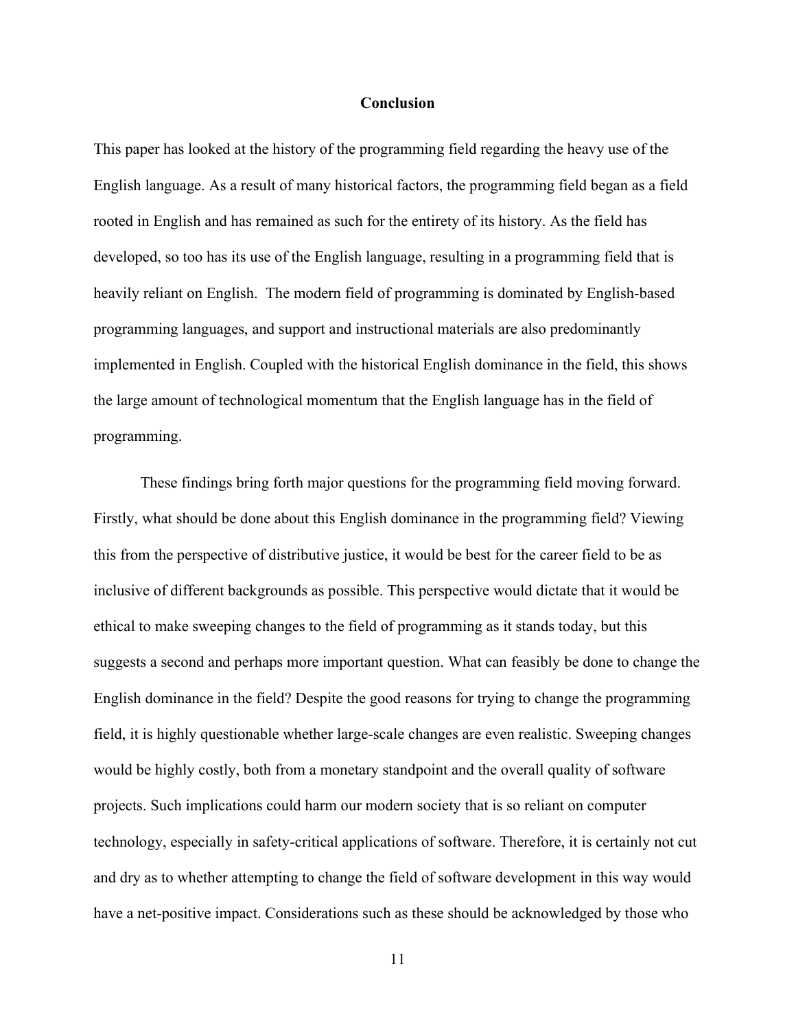## Conclusion

This paper has looked at the history of the programming field regarding the heavy use of the English language. As a result of many historical factors, the programming field began as a field rooted in English and has remained as such for the entirety of its history. As the field has developed, so too has its use of the English language, resulting in a programming field that is heavily reliant on English. The modern field of programming is dominated by English-based programming languages, and support and instructional materials are also predominantly implemented in English. Coupled with the historical English dominance in the field, this shows the large amount of technological momentum that the English language has in the field of programming.

These findings bring forth major questions for the programming field moving forward. Firstly, what should be done about this English dominance in the programming field? Viewing this from the perspective of distributive justice, it would be best for the career field to be as inclusive of different backgrounds as possible. This perspective would dictate that it would be ethical to make sweeping changes to the field of programming as it stands today, but this suggests a second and perhaps more important question. What can feasibly be done to change the English dominance in the field? Despite the good reasons for trying to change the programming field, it is highly questionable whether large-scale changes are even realistic. Sweeping changes would be highly costly, both from a monetary standpoint and the overall quality of software projects. Such implications could harm our modern society that is so reliant on computer technology, especially in safety-critical applications of software. Therefore, it is certainly not cut and dry as to whether attempting to change the field of software development in this way would have a net-positive impact. Considerations such as these should be acknowledged by those who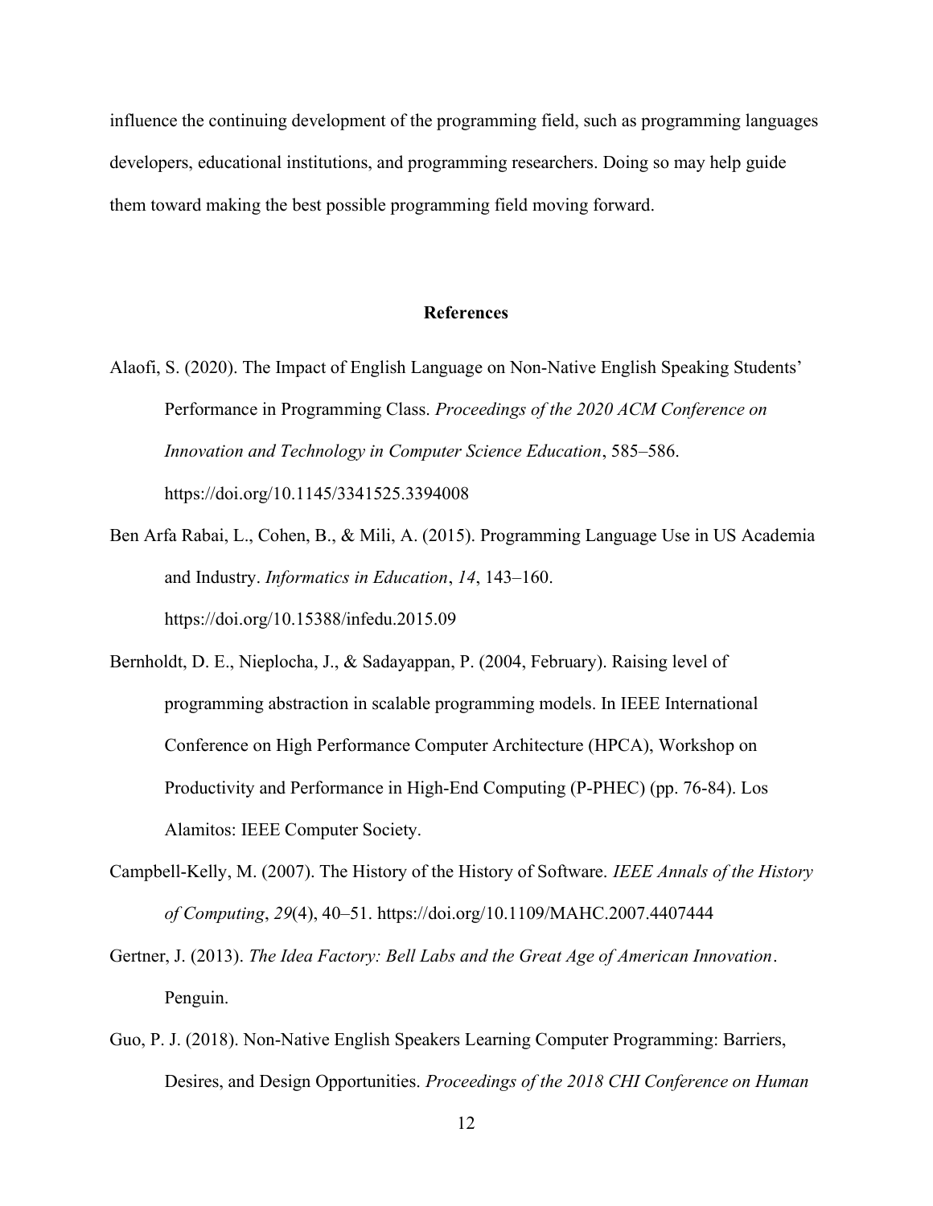influence the continuing development of the programming field, such as programming languages developers, educational institutions, and programming researchers. Doing so may help guide them toward making the best possible programming field moving forward.

## References

Alaofi, S. (2020). The Impact of English Language on Non-Native English Speaking Students' Performance in Programming Class. *Proceedings of the 2020 ACM Conference on Innovation and Technology in Computer Science Education*, 585–586. https://doi.org/10.1145/3341525.3394008

Ben Arfa Rabai, L., Cohen, B., & Mili, A. (2015). Programming Language Use in US Academia and Industry. *Informatics in Education*, *14*, 143–160. https://doi.org/10.15388/infedu.2015.09

Bernholdt, D. E., Nieplocha, J., & Sadayappan, P. (2004, February). Raising level of programming abstraction in scalable programming models. In IEEE International Conference on High Performance Computer Architecture (HPCA), Workshop on Productivity and Performance in High-End Computing (P-PHEC) (pp. 76-84). Los Alamitos: IEEE Computer Society.

Campbell-Kelly, M. (2007). The History of the History of Software. *IEEE Annals of the History of Computing*, *29*(4), 40–51. https://doi.org/10.1109/MAHC.2007.4407444

Gertner, J. (2013). *The Idea Factory: Bell Labs and the Great Age of American Innovation*. Penguin.

Guo, P. J. (2018). Non-Native English Speakers Learning Computer Programming: Barriers, Desires, and Design Opportunities. *Proceedings of the 2018 CHI Conference on Human*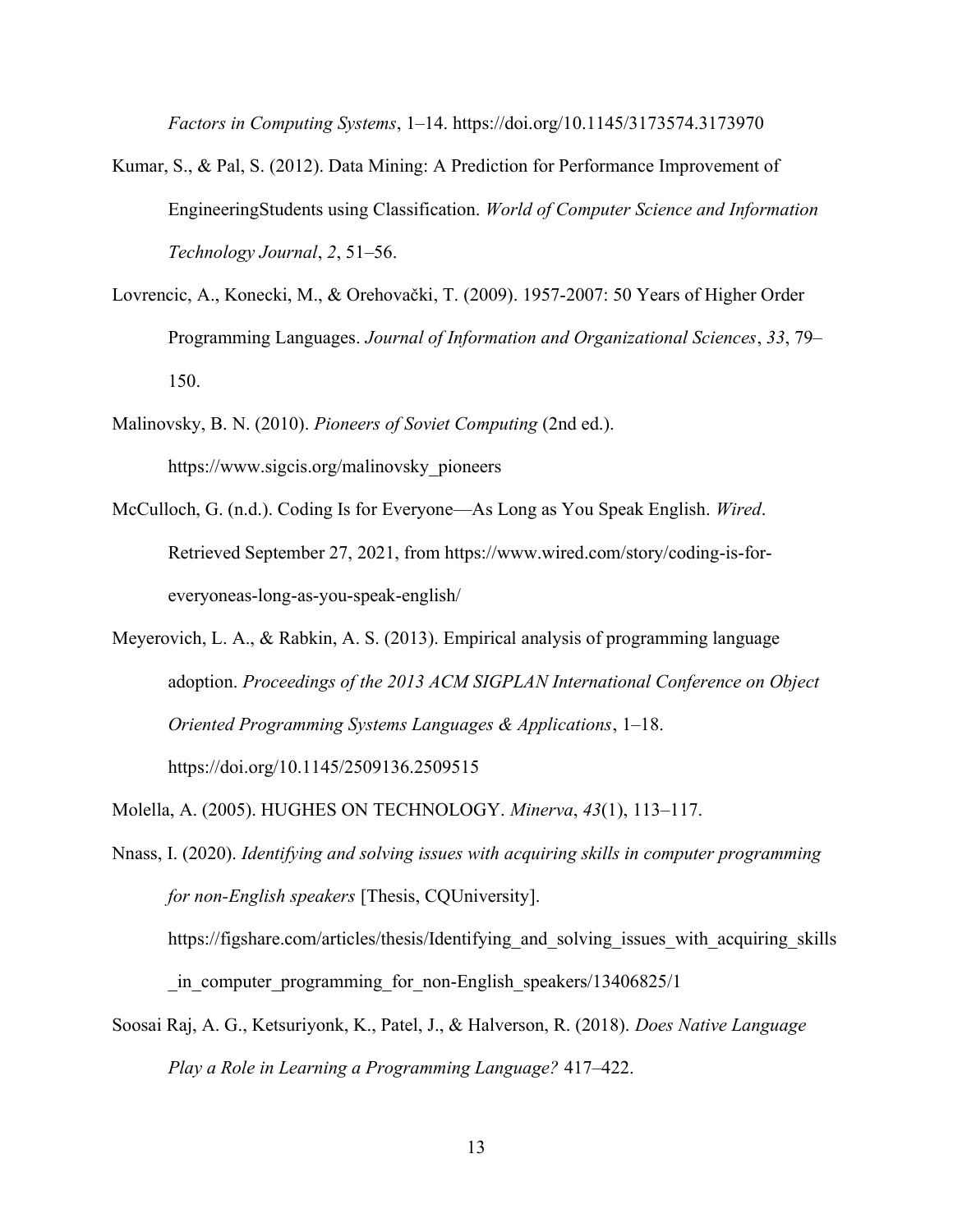*Factors in Computing Systems*, 1–14. https://doi.org/10.1145/3173574.3173970

Kumar, S., & Pal, S. (2012). Data Mining: A Prediction for Performance Improvement of EngineeringStudents using Classification. *World of Computer Science and Information Technology Journal*, *2*, 51–56.

Lovrencic, A., Konecki, M., & Orehovački, T. (2009). 1957-2007: 50 Years of Higher Order Programming Languages. *Journal of Information and Organizational Sciences*, *33*, 79–150.

Malinovsky, B. N. (2010). *Pioneers of Soviet Computing* (2nd ed.). https://www.sigcis.org/malinovsky_pioneers

McCulloch, G. (n.d.). Coding Is for Everyone—As Long as You Speak English. *Wired*. Retrieved September 27, 2021, from https://www.wired.com/story/coding-is-for-everyoneas-long-as-you-speak-english/

Meyerovich, L. A., & Rabkin, A. S. (2013). Empirical analysis of programming language adoption. *Proceedings of the 2013 ACM SIGPLAN International Conference on Object Oriented Programming Systems Languages & Applications*, 1–18. https://doi.org/10.1145/2509136.2509515

Molella, A. (2005). HUGHES ON TECHNOLOGY. *Minerva*, *43*(1), 113–117.

Nnass, I. (2020). *Identifying and solving issues with acquiring skills in computer programming for non-English speakers* [Thesis, CQUniversity]. https://figshare.com/articles/thesis/Identifying_and_solving_issues_with_acquiring_skills_in_computer_programming_for_non-English_speakers/13406825/1

Soosai Raj, A. G., Ketsuriyonk, K., Patel, J., & Halverson, R. (2018). *Does Native Language Play a Role in Learning a Programming Language?* 417–422.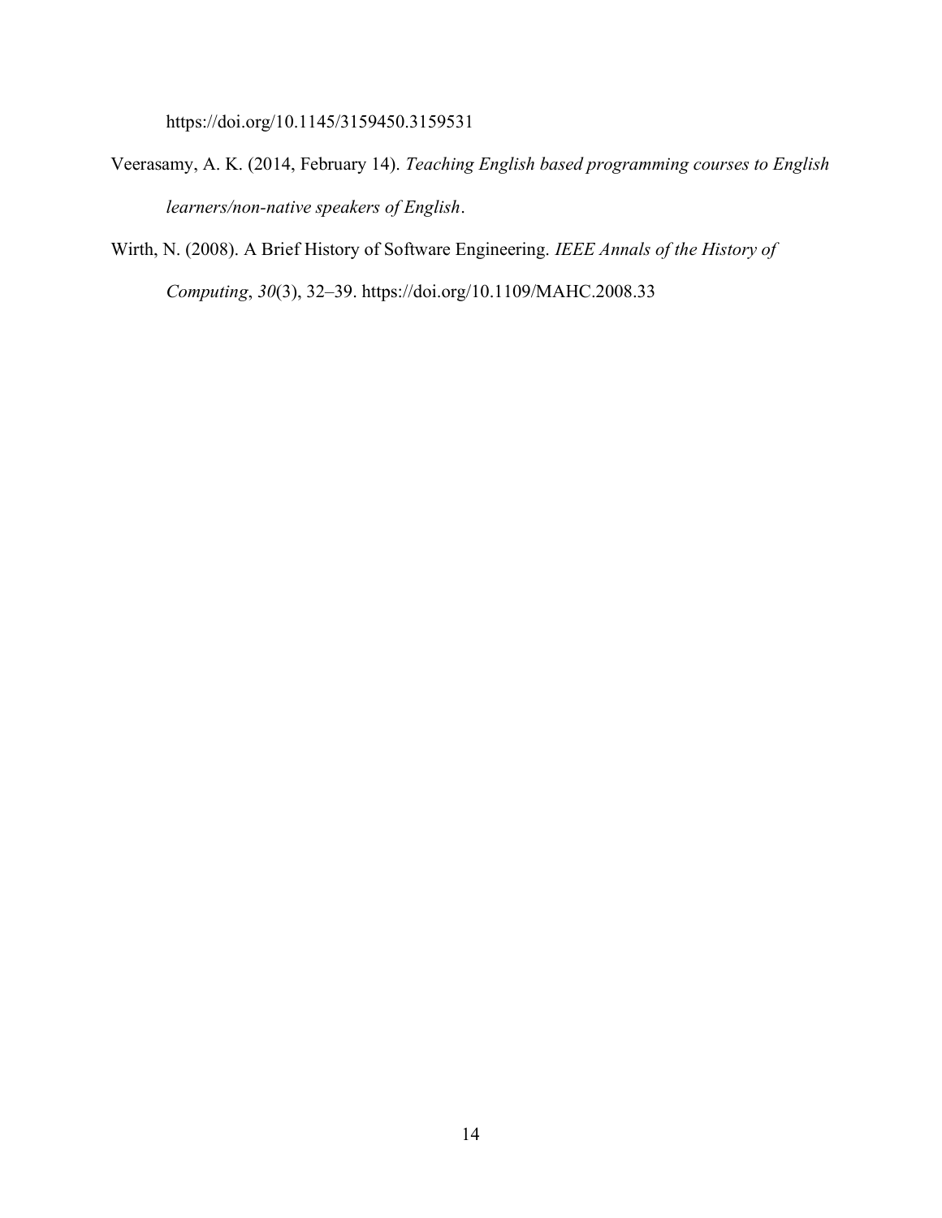https://doi.org/10.1145/3159450.3159531

Veerasamy, A. K. (2014, February 14). *Teaching English based programming courses to English learners/non-native speakers of English*.

Wirth, N. (2008). A Brief History of Software Engineering. *IEEE Annals of the History of Computing*, *30*(3), 32–39. https://doi.org/10.1109/MAHC.2008.33